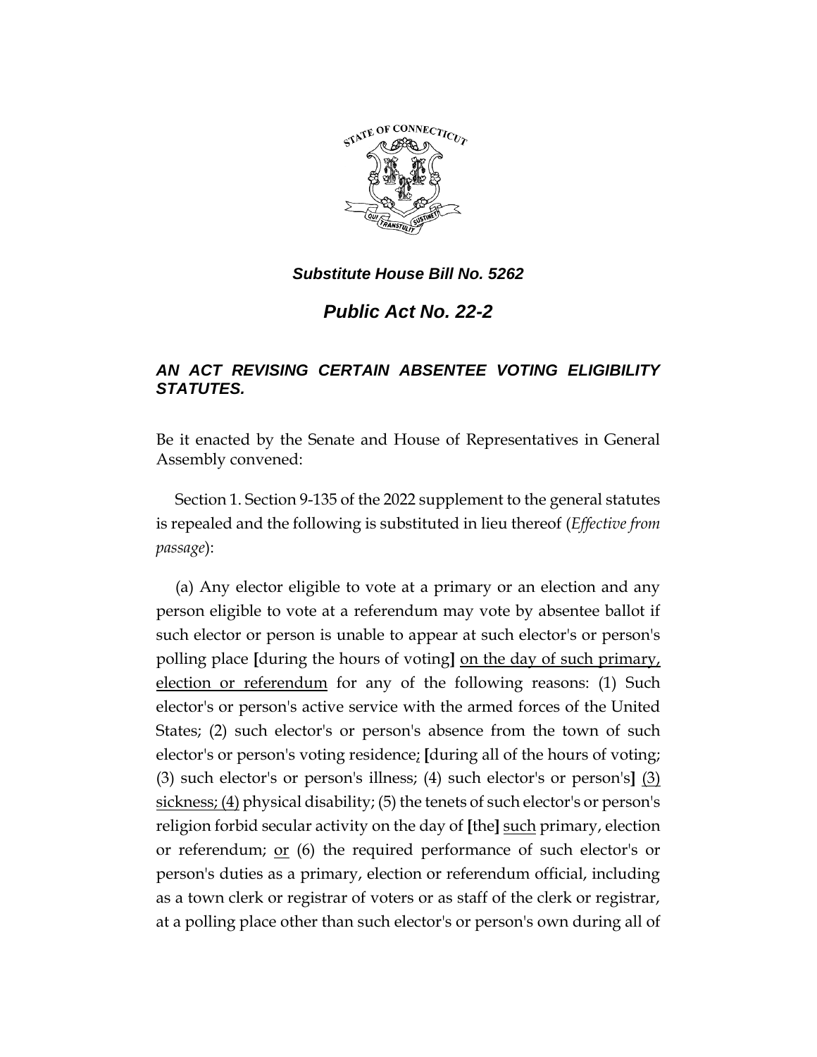***Substitute House Bill No. 5262***

# ***Public Act No. 22-2***

### ***AN ACT REVISING CERTAIN ABSENTEE VOTING ELIGIBILITY STATUTES.***

Be it enacted by the Senate and House of Representatives in General Assembly convened:

Section 1. Section 9-135 of the 2022 supplement to the general statutes is repealed and the following is substituted in lieu thereof (*Effective from passage*):

(a) Any elector eligible to vote at a primary or an election and any person eligible to vote at a referendum may vote by absentee ballot if such elector or person is unable to appear at such elector's or person's polling place **[**during the hours of voting**]** <u>on the day of such primary, election or referendum</u> for any of the following reasons: (1) Such elector's or person's active service with the armed forces of the United States; (2) such elector's or person's absence from the town of such elector's or person's voting residence<u>;</u> **[**during all of the hours of voting; (3) such elector's or person's illness; (4) such elector's or person's**]** <u>(3) sickness; (4)</u> physical disability; (5) the tenets of such elector's or person's religion forbid secular activity on the day of **[**the**]** <u>such</u> primary, election or referendum; <u>or</u> (6) the required performance of such elector's or person's duties as a primary, election or referendum official, including as a town clerk or registrar of voters or as staff of the clerk or registrar, at a polling place other than such elector's or person's own during all of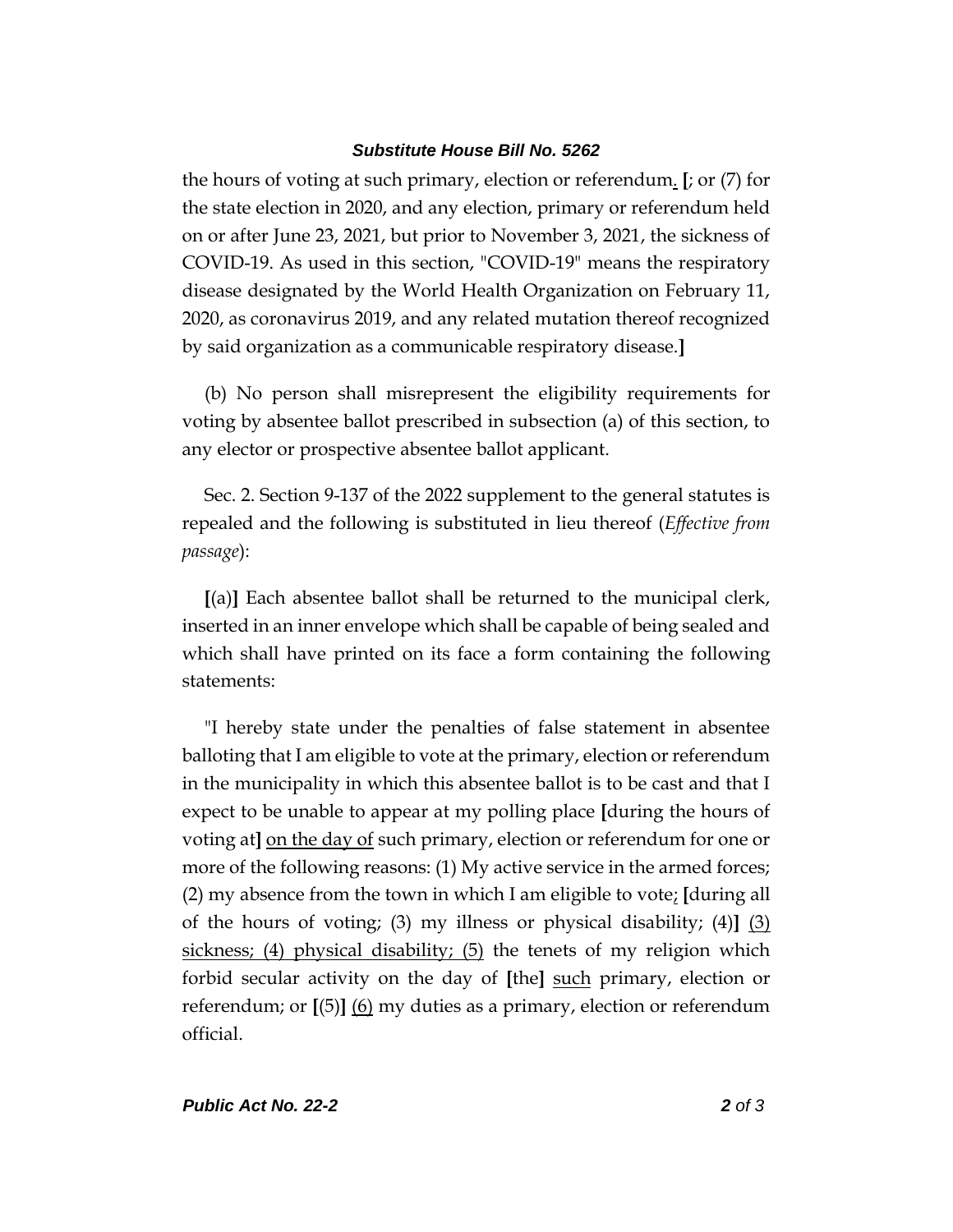the hours of voting at such primary, election or referendum. [; or (7) for the state election in 2020, and any election, primary or referendum held on or after June 23, 2021, but prior to November 3, 2021, the sickness of COVID-19. As used in this section, "COVID-19" means the respiratory disease designated by the World Health Organization on February 11, 2020, as coronavirus 2019, and any related mutation thereof recognized by said organization as a communicable respiratory disease.]

(b) No person shall misrepresent the eligibility requirements for voting by absentee ballot prescribed in subsection (a) of this section, to any elector or prospective absentee ballot applicant.

Sec. 2. Section 9-137 of the 2022 supplement to the general statutes is repealed and the following is substituted in lieu thereof (*Effective from passage*):

[(a)] Each absentee ballot shall be returned to the municipal clerk, inserted in an inner envelope which shall be capable of being sealed and which shall have printed on its face a form containing the following statements:

"I hereby state under the penalties of false statement in absentee balloting that I am eligible to vote at the primary, election or referendum in the municipality in which this absentee ballot is to be cast and that I expect to be unable to appear at my polling place [during the hours of voting at] <u>on the day of</u> such primary, election or referendum for one or more of the following reasons: (1) My active service in the armed forces; (2) my absence from the town in which I am eligible to vote<u>;</u> [during all of the hours of voting; (3) my illness or physical disability; (4)] <u>(3) sickness; (4) physical disability; (5)</u> the tenets of my religion which forbid secular activity on the day of [the] <u>such</u> primary, election or referendum; or [(5)] <u>(6)</u> my duties as a primary, election or referendum official.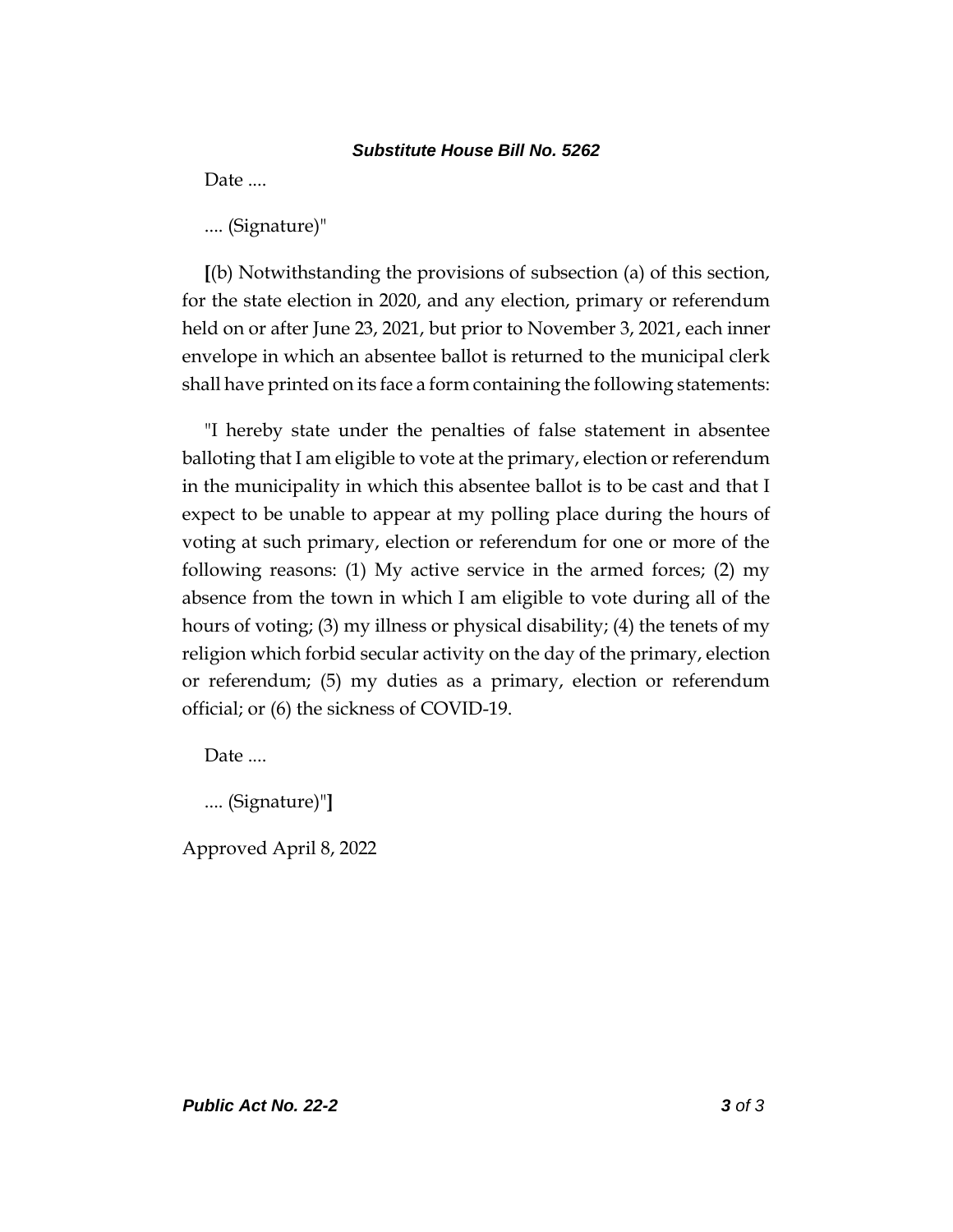Date ....

.... (Signature)"

**[**(b) Notwithstanding the provisions of subsection (a) of this section, for the state election in 2020, and any election, primary or referendum held on or after June 23, 2021, but prior to November 3, 2021, each inner envelope in which an absentee ballot is returned to the municipal clerk shall have printed on its face a form containing the following statements:

"I hereby state under the penalties of false statement in absentee balloting that I am eligible to vote at the primary, election or referendum in the municipality in which this absentee ballot is to be cast and that I expect to be unable to appear at my polling place during the hours of voting at such primary, election or referendum for one or more of the following reasons: (1) My active service in the armed forces; (2) my absence from the town in which I am eligible to vote during all of the hours of voting; (3) my illness or physical disability; (4) the tenets of my religion which forbid secular activity on the day of the primary, election or referendum; (5) my duties as a primary, election or referendum official; or (6) the sickness of COVID-19.

Date ....

.... (Signature)"**]**

Approved April 8, 2022